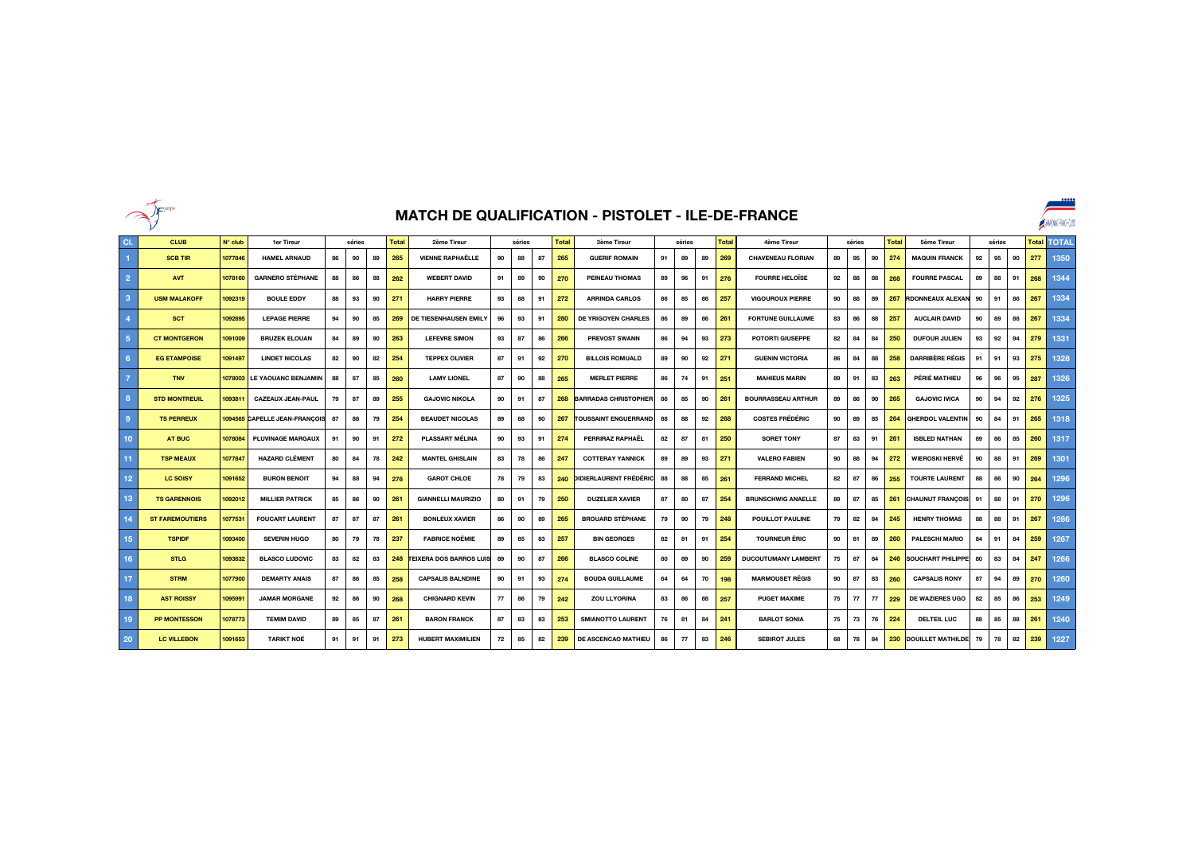# MATCH DE QUALIFICATION - PISTOLET - ILE-DE-FRANCE

| Cl. | CLUB | N° club | 1er Tireur | séries | | | Total | 2ème Tireur | séries | | | Total | 3ème Tireur | séries | | | Total | 4ème Tireur | séries | | | Total | 5ème Tireur | séries | | | Total | TOTAL |
|---|---|---|---|---|---|---|---|---|---|---|---|---|---|---|---|---|---|---|---|---|---|---|---|---|---|---|---|---|
| 1 | SCB TIR | 1077846 | HAMEL ARNAUD | 86 | 90 | 89 | 265 | VIENNE RAPHAËLLE | 90 | 88 | 87 | 265 | GUERIF ROMAIN | 91 | 89 | 89 | 269 | CHAVENEAU FLORIAN | 89 | 95 | 90 | 274 | MAQUIN FRANCK | 92 | 95 | 90 | 277 | 1350 |
| 2 | AVT | 1078160 | GARNERO STÉPHANE | 88 | 86 | 88 | 262 | WEBERT DAVID | 91 | 89 | 90 | 270 | PEINEAU THOMAS | 89 | 96 | 91 | 276 | FOURRE HELOÏSE | 92 | 88 | 88 | 268 | FOURRE PASCAL | 89 | 88 | 91 | 268 | 1344 |
| 3 | USM MALAKOFF | 1092319 | BOULE EDDY | 88 | 93 | 90 | 271 | HARRY PIERRE | 93 | 88 | 91 | 272 | ARRINDA CARLOS | 86 | 85 | 86 | 257 | VIGOUROUX PIERRE | 90 | 88 | 89 | 267 | RDONNEAUX ALEXAN | 90 | 91 | 86 | 267 | 1334 |
| 4 | SCT | 1092895 | LEPAGE PIERRE | 94 | 90 | 85 | 269 | DE TIESENHAUSEN EMILY | 96 | 93 | 91 | 280 | DE YRIGOYEN CHARLES | 86 | 89 | 86 | 261 | FORTUNE GUILLAUME | 83 | 86 | 88 | 257 | AUCLAIR DAVID | 90 | 89 | 88 | 267 | 1334 |
| 5 | CT MONTGERON | 1091009 | BRUZEK ELOUAN | 84 | 89 | 90 | 263 | LEFEVRE SIMON | 93 | 87 | 86 | 266 | PREVOST SWANN | 86 | 94 | 93 | 273 | POTORTI GIUSEPPE | 82 | 84 | 84 | 250 | DUFOUR JULIEN | 93 | 92 | 94 | 279 | 1331 |
| 6 | EG ETAMPOISE | 1091497 | LINDET NICOLAS | 82 | 90 | 82 | 254 | TEPPEX OLIVIER | 87 | 91 | 92 | 270 | BILLOIS ROMUALD | 89 | 90 | 92 | 271 | GUENIN VICTORIA | 86 | 84 | 88 | 258 | DARRIBÈRE RÉGIS | 91 | 91 | 93 | 275 | 1328 |
| 7 | TNV | 1078003 | LE YAOUANC BENJAMIN | 88 | 87 | 85 | 260 | LAMY LIONEL | 87 | 90 | 88 | 265 | MERLET PIERRE | 86 | 74 | 91 | 251 | MAHIEUS MARIN | 89 | 91 | 83 | 263 | PÉRIÉ MATHIEU | 96 | 96 | 95 | 287 | 1326 |
| 8 | STD MONTREUIL | 1093811 | CAZEAUX JEAN-PAUL | 79 | 87 | 89 | 255 | GAJOVIC NIKOLA | 90 | 91 | 87 | 268 | BARRADAS CHRISTOPHER | 86 | 85 | 90 | 261 | BOURRASSEAU ARTHUR | 89 | 86 | 90 | 265 | GAJOVIC IVICA | 90 | 94 | 92 | 276 | 1325 |
| 9 | TS PERREUX | 1094565 | CAPELLE JEAN-FRANÇOIS | 87 | 88 | 79 | 254 | BEAUDET NICOLAS | 89 | 88 | 90 | 267 | TOUSSAINT ENGUERRAND | 88 | 88 | 92 | 268 | COSTES FRÉDÉRIC | 90 | 89 | 85 | 264 | GHERDOL VALENTIN | 90 | 84 | 91 | 265 | 1318 |
| 10 | AT BUC | 1078084 | PLUVINAGE MARGAUX | 91 | 90 | 91 | 272 | PLASSART MÉLINA | 90 | 93 | 91 | 274 | PERRIRAZ RAPHAËL | 82 | 87 | 81 | 250 | SORET TONY | 87 | 83 | 91 | 261 | ISBLED NATHAN | 89 | 86 | 85 | 260 | 1317 |
| 11 | TSP MEAUX | 1077847 | HAZARD CLÉMENT | 80 | 84 | 78 | 242 | MANTEL GHISLAIN | 83 | 78 | 86 | 247 | COTTERAY YANNICK | 89 | 89 | 93 | 271 | VALERO FABIEN | 90 | 88 | 94 | 272 | WIEROSKI HERVÉ | 90 | 88 | 91 | 269 | 1301 |
| 12 | LC SOISY | 1091652 | BURON BENOIT | 94 | 88 | 94 | 276 | GAROT CHLOE | 78 | 79 | 83 | 240 | DIDIERLAURENT FRÉDÉRIC | 88 | 88 | 85 | 261 | FERRAND MICHEL | 82 | 87 | 86 | 255 | TOURTE LAURENT | 88 | 86 | 90 | 264 | 1296 |
| 13 | TS GARENNOIS | 1092012 | MILLIER PATRICK | 85 | 86 | 90 | 261 | GIANNELLI MAURIZIO | 80 | 91 | 79 | 250 | DUZELIER XAVIER | 87 | 80 | 87 | 254 | BRUNSCHWIG ANAELLE | 89 | 87 | 85 | 261 | CHAUNUT FRANÇOIS | 91 | 88 | 91 | 270 | 1296 |
| 14 | ST FAREMOUTIERS | 1077531 | FOUCART LAURENT | 87 | 87 | 87 | 261 | BONLEUX XAVIER | 86 | 90 | 89 | 265 | BROUARD STÉPHANE | 79 | 90 | 79 | 248 | POUILLOT PAULINE | 79 | 82 | 84 | 245 | HENRY THOMAS | 88 | 88 | 91 | 267 | 1286 |
| 15 | TSPIDF | 1093400 | SEVERIN HUGO | 80 | 79 | 78 | 237 | FABRICE NOÉMIE | 89 | 85 | 83 | 257 | BIN GEORGES | 82 | 81 | 91 | 254 | TOURNEUR ÉRIC | 90 | 81 | 89 | 260 | PALESCHI MARIO | 84 | 91 | 84 | 259 | 1267 |
| 16 | STLG | 1093832 | BLASCO LUDOVIC | 83 | 82 | 83 | 248 | TEIXERA DOS BARROS LUIS | 89 | 90 | 87 | 266 | BLASCO COLINE | 80 | 89 | 90 | 259 | DUCOUTUMANY LAMBERT | 75 | 87 | 84 | 246 | SOUCHART PHILIPPE | 80 | 83 | 84 | 247 | 1266 |
| 17 | STRM | 1077900 | DEMARTY ANAIS | 87 | 86 | 85 | 258 | CAPSALIS BALNDINE | 90 | 91 | 93 | 274 | BOUDA GUILLAUME | 84 | 64 | 70 | 198 | MARMOUSET RÉGIS | 90 | 87 | 83 | 260 | CAPSALIS RONY | 87 | 94 | 89 | 270 | 1260 |
| 18 | AST ROISSY | 1095991 | JAMAR MORGANE | 92 | 86 | 90 | 268 | CHIGNARD KEVIN | 77 | 86 | 79 | 242 | ZOU LLYORINA | 83 | 86 | 88 | 257 | PUGET MAXIME | 75 | 77 | 77 | 229 | DE WAZIERES UGO | 82 | 85 | 86 | 253 | 1249 |
| 19 | PP MONTESSON | 1078773 | TEMIM DAVID | 89 | 85 | 87 | 261 | BARON FRANCK | 87 | 83 | 83 | 253 | SMIANOTTO LAURENT | 76 | 81 | 84 | 241 | BARLOT SONIA | 75 | 73 | 76 | 224 | DELTEIL LUC | 88 | 85 | 88 | 261 | 1240 |
| 20 | LC VILLEBON | 1091653 | TARIKT NOÉ | 91 | 91 | 91 | 273 | HUBERT MAXIMILIEN | 72 | 85 | 82 | 239 | DE ASCENCAO MATHIEU | 86 | 77 | 83 | 246 | SEBIROT JULES | 68 | 78 | 84 | 230 | DOUILLET MATHILDE | 79 | 78 | 82 | 239 | 1227 |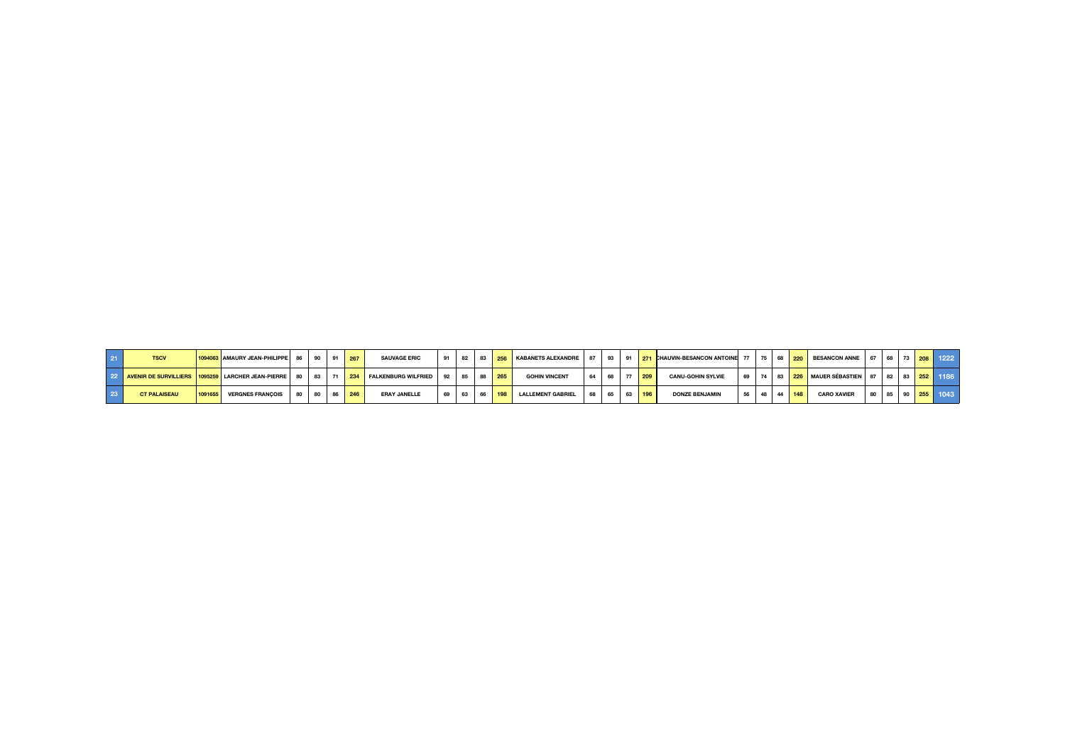| | | | | | | | | | | | | | | | | | | | | | | | | | | | | | | | | |
|---|---|---|---|---|---|---|---|---|---|---|---|---|---|---|---|---|---|---|---|---|---|---|---|---|---|---|---|---|---|---|---|---|
| 21 | TSCV | 1094063 | AMAURY JEAN-PHILIPPE | 86 | 90 | 91 | 267 | SAUVAGE ERIC | 91 | 82 | 83 | 256 | KABANETS ALEXANDRE | 87 | 93 | 91 | 271 | CHAUVIN-BESANCON ANTOINE | 77 | 75 | 68 | 220 | BESANCON ANNE | 67 | 68 | 73 | 208 | 1222 |
| 22 | AVENIR DE SURVILLIERS | 1095259 | LARCHER JEAN-PIERRE | 80 | 83 | 71 | 234 | FALKENBURG WILFRIED | 92 | 85 | 88 | 265 | GOHIN VINCENT | 64 | 68 | 77 | 209 | CANU-GOHIN SYLVIE | 69 | 74 | 83 | 226 | MAUER SÉBASTIEN | 87 | 82 | 83 | 252 | 1186 |
| 23 | CT PALAISEAU | 1091655 | VERGNES FRANÇOIS | 80 | 80 | 86 | 246 | ERAY JANELLE | 69 | 63 | 66 | 198 | LALLEMENT GABRIEL | 68 | 65 | 63 | 196 | DONZE BENJAMIN | 56 | 48 | 44 | 148 | CARO XAVIER | 80 | 85 | 90 | 255 | 1043 |